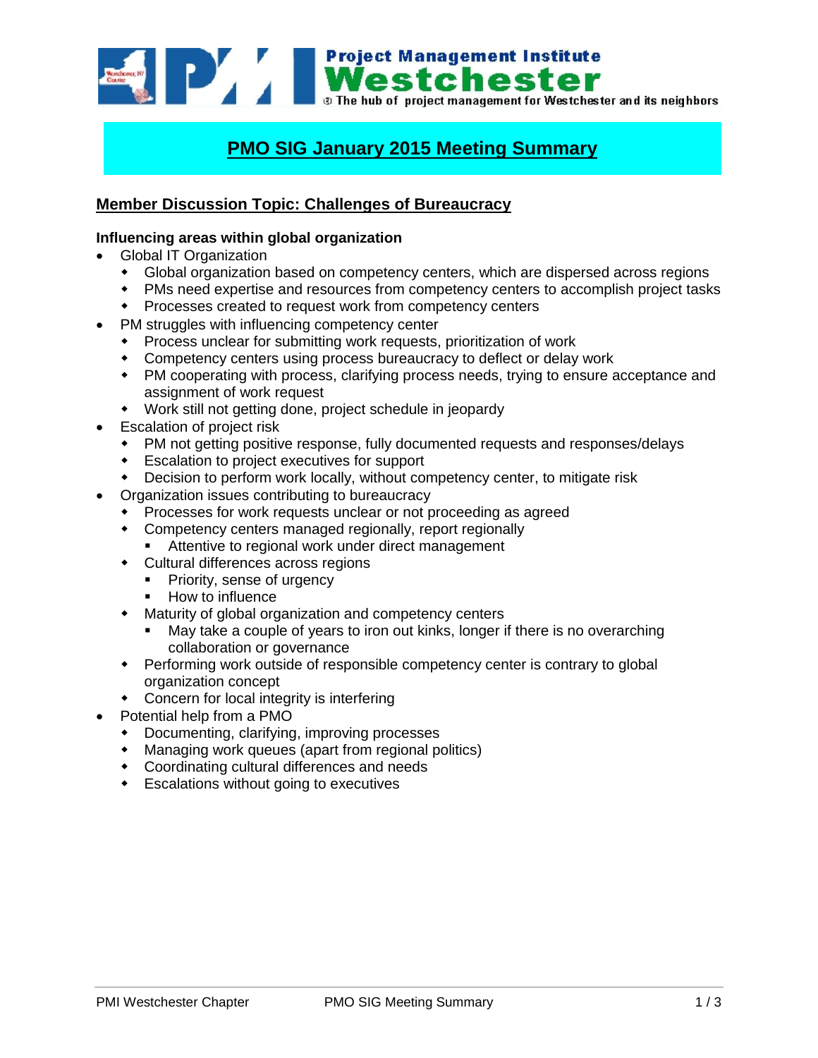# PMO SIG January 2015 Meeting Summary

## Member Discussion Topic: Challenges of Bureaucracy

**Influencing areas within global organization**

- Global IT Organization
  - Global organization based on competency centers, which are dispersed across regions
  - PMs need expertise and resources from competency centers to accomplish project tasks
  - Processes created to request work from competency centers
- PM struggles with influencing competency center
  - Process unclear for submitting work requests, prioritization of work
  - Competency centers using process bureaucracy to deflect or delay work
  - PM cooperating with process, clarifying process needs, trying to ensure acceptance and assignment of work request
  - Work still not getting done, project schedule in jeopardy
- Escalation of project risk
  - PM not getting positive response, fully documented requests and responses/delays
  - Escalation to project executives for support
  - Decision to perform work locally, without competency center, to mitigate risk
- Organization issues contributing to bureaucracy
  - Processes for work requests unclear or not proceeding as agreed
  - Competency centers managed regionally, report regionally
    - Attentive to regional work under direct management
  - Cultural differences across regions
    - Priority, sense of urgency
    - How to influence
  - Maturity of global organization and competency centers
    - May take a couple of years to iron out kinks, longer if there is no overarching collaboration or governance
  - Performing work outside of responsible competency center is contrary to global organization concept
  - Concern for local integrity is interfering
- Potential help from a PMO
  - Documenting, clarifying, improving processes
  - Managing work queues (apart from regional politics)
  - Coordinating cultural differences and needs
  - Escalations without going to executives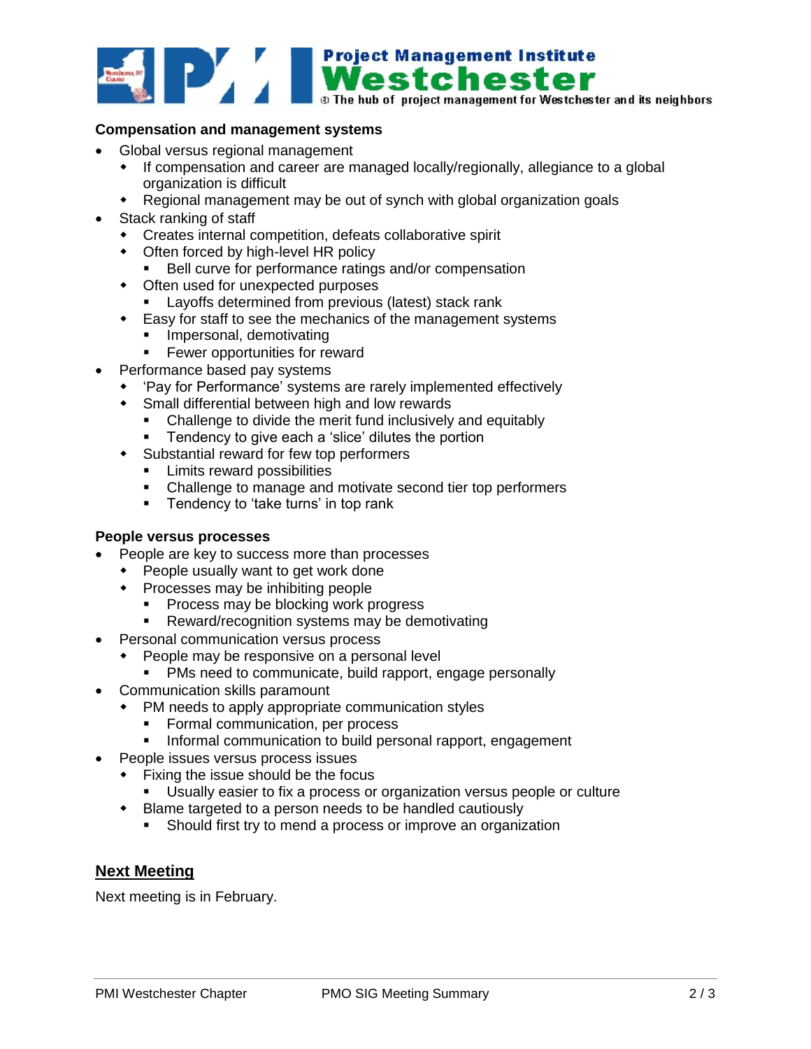**Compensation and management systems**

- Global versus regional management
  - If compensation and career are managed locally/regionally, allegiance to a global organization is difficult
  - Regional management may be out of synch with global organization goals
- Stack ranking of staff
  - Creates internal competition, defeats collaborative spirit
  - Often forced by high-level HR policy
    - Bell curve for performance ratings and/or compensation
  - Often used for unexpected purposes
    - Layoffs determined from previous (latest) stack rank
  - Easy for staff to see the mechanics of the management systems
    - Impersonal, demotivating
    - Fewer opportunities for reward
- Performance based pay systems
  - 'Pay for Performance' systems are rarely implemented effectively
  - Small differential between high and low rewards
    - Challenge to divide the merit fund inclusively and equitably
    - Tendency to give each a 'slice' dilutes the portion
  - Substantial reward for few top performers
    - Limits reward possibilities
    - Challenge to manage and motivate second tier top performers
    - Tendency to 'take turns' in top rank

**People versus processes**

- People are key to success more than processes
  - People usually want to get work done
  - Processes may be inhibiting people
    - Process may be blocking work progress
    - Reward/recognition systems may be demotivating
- Personal communication versus process
  - People may be responsive on a personal level
    - PMs need to communicate, build rapport, engage personally
- Communication skills paramount
  - PM needs to apply appropriate communication styles
    - Formal communication, per process
    - Informal communication to build personal rapport, engagement
- People issues versus process issues
  - Fixing the issue should be the focus
    - Usually easier to fix a process or organization versus people or culture
  - Blame targeted to a person needs to be handled cautiously
    - Should first try to mend a process or improve an organization

## Next Meeting

Next meeting is in February.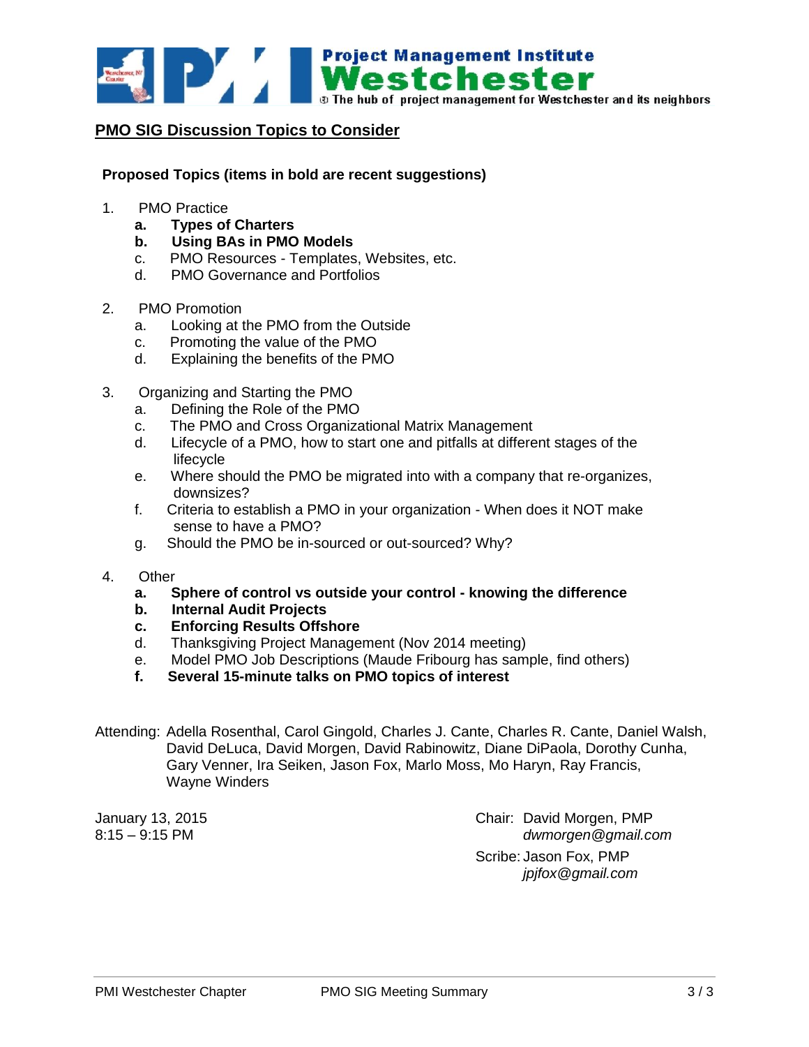## PMO SIG Discussion Topics to Consider

**Proposed Topics (items in bold are recent suggestions)**

1. PMO Practice
   - **a. Types of Charters**
   - **b. Using BAs in PMO Models**
   - c. PMO Resources - Templates, Websites, etc.
   - d. PMO Governance and Portfolios

2. PMO Promotion
   - a. Looking at the PMO from the Outside
   - c. Promoting the value of the PMO
   - d. Explaining the benefits of the PMO

3. Organizing and Starting the PMO
   - a. Defining the Role of the PMO
   - c. The PMO and Cross Organizational Matrix Management
   - d. Lifecycle of a PMO, how to start one and pitfalls at different stages of the lifecycle
   - e. Where should the PMO be migrated into with a company that re-organizes, downsizes?
   - f. Criteria to establish a PMO in your organization - When does it NOT make sense to have a PMO?
   - g. Should the PMO be in-sourced or out-sourced? Why?

4. Other
   - **a. Sphere of control vs outside your control - knowing the difference**
   - **b. Internal Audit Projects**
   - **c. Enforcing Results Offshore**
   - d. Thanksgiving Project Management (Nov 2014 meeting)
   - e. Model PMO Job Descriptions (Maude Fribourg has sample, find others)
   - **f. Several 15-minute talks on PMO topics of interest**

Attending: Adella Rosenthal, Carol Gingold, Charles J. Cante, Charles R. Cante, Daniel Walsh, David DeLuca, David Morgen, David Rabinowitz, Diane DiPaola, Dorothy Cunha, Gary Venner, Ira Seiken, Jason Fox, Marlo Moss, Mo Haryn, Ray Francis, Wayne Winders

January 13, 2015
8:15 – 9:15 PM

Chair: David Morgen, PMP
*dwmorgen@gmail.com*

Scribe: Jason Fox, PMP
*jpjfox@gmail.com*